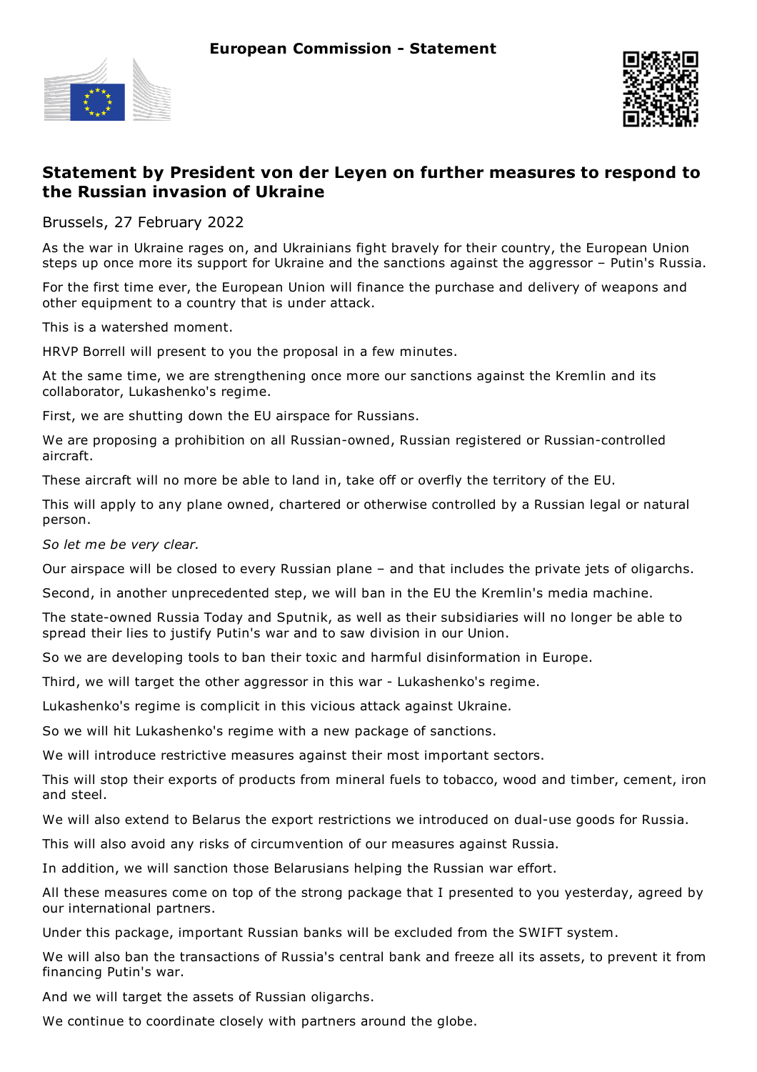European Commission - Statement

## Statement by President von der Leyen on further measures to respond to the Russian invasion of Ukraine

Brussels, 27 February 2022

As the war in Ukraine rages on, and Ukrainians fight bravely for their country, the European Union steps up once more its support for Ukraine and the sanctions against the aggressor – Putin's Russia.

For the first time ever, the European Union will finance the purchase and delivery of weapons and other equipment to a country that is under attack.

This is a watershed moment.

HRVP Borrell will present to you the proposal in a few minutes.

At the same time, we are strengthening once more our sanctions against the Kremlin and its collaborator, Lukashenko's regime.

First, we are shutting down the EU airspace for Russians.

We are proposing a prohibition on all Russian-owned, Russian registered or Russian-controlled aircraft.

These aircraft will no more be able to land in, take off or overfly the territory of the EU.

This will apply to any plane owned, chartered or otherwise controlled by a Russian legal or natural person.

*So let me be very clear.*

Our airspace will be closed to every Russian plane – and that includes the private jets of oligarchs.

Second, in another unprecedented step, we will ban in the EU the Kremlin's media machine.

The state-owned Russia Today and Sputnik, as well as their subsidiaries will no longer be able to spread their lies to justify Putin's war and to saw division in our Union.

So we are developing tools to ban their toxic and harmful disinformation in Europe.

Third, we will target the other aggressor in this war - Lukashenko's regime.

Lukashenko's regime is complicit in this vicious attack against Ukraine.

So we will hit Lukashenko's regime with a new package of sanctions.

We will introduce restrictive measures against their most important sectors.

This will stop their exports of products from mineral fuels to tobacco, wood and timber, cement, iron and steel.

We will also extend to Belarus the export restrictions we introduced on dual-use goods for Russia.

This will also avoid any risks of circumvention of our measures against Russia.

In addition, we will sanction those Belarusians helping the Russian war effort.

All these measures come on top of the strong package that I presented to you yesterday, agreed by our international partners.

Under this package, important Russian banks will be excluded from the SWIFT system.

We will also ban the transactions of Russia's central bank and freeze all its assets, to prevent it from financing Putin's war.

And we will target the assets of Russian oligarchs.

We continue to coordinate closely with partners around the globe.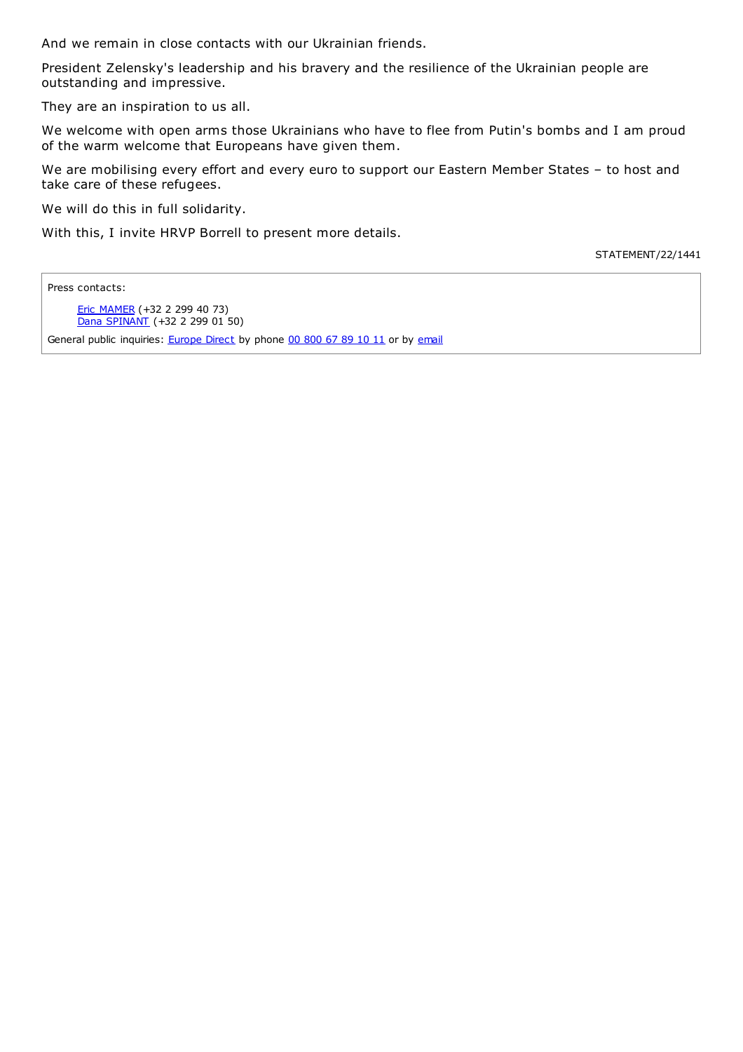And we remain in close contacts with our Ukrainian friends.

President Zelensky's leadership and his bravery and the resilience of the Ukrainian people are outstanding and impressive.

They are an inspiration to us all.

We welcome with open arms those Ukrainians who have to flee from Putin's bombs and I am proud of the warm welcome that Europeans have given them.

We are mobilising every effort and every euro to support our Eastern Member States – to host and take care of these refugees.

We will do this in full solidarity.

With this, I invite HRVP Borrell to present more details.

STATEMENT/22/1441

Press contacts:

Eric MAMER (+32 2 299 40 73)
Dana SPINANT (+32 2 299 01 50)

General public inquiries: Europe Direct by phone 00 800 67 89 10 11 or by email